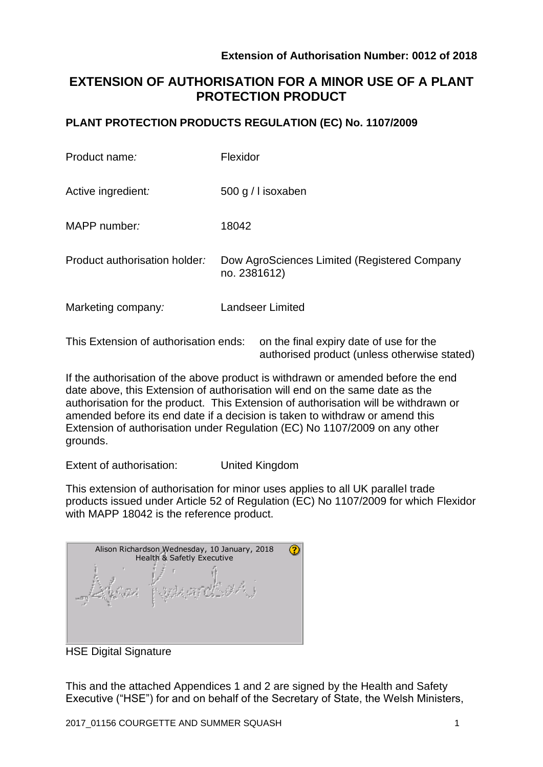**Extension of Authorisation Number: 0012 of 2018**

# EXTENSION OF AUTHORISATION FOR A MINOR USE OF A PLANT PROTECTION PRODUCT

## PLANT PROTECTION PRODUCTS REGULATION (EC) No. 1107/2009

| | |
|---|---|
| Product name*:* | Flexidor |
| Active ingredient*:* | 500 g / l isoxaben |
| MAPP number*:* | 18042 |
| Product authorisation holder*:* | Dow AgroSciences Limited (Registered Company no. 2381612) |
| Marketing company*:* | Landseer Limited |

This Extension of authorisation ends: on the final expiry date of use for the authorised product (unless otherwise stated)

If the authorisation of the above product is withdrawn or amended before the end date above, this Extension of authorisation will end on the same date as the authorisation for the product. This Extension of authorisation will be withdrawn or amended before its end date if a decision is taken to withdraw or amend this Extension of authorisation under Regulation (EC) No 1107/2009 on any other grounds.

Extent of authorisation: United Kingdom

This extension of authorisation for minor uses applies to all UK parallel trade products issued under Article 52 of Regulation (EC) No 1107/2009 for which Flexidor with MAPP 18042 is the reference product.

Alison Richardson Wednesday, 10 January, 2018
Health & Safetly Executive

HSE Digital Signature

This and the attached Appendices 1 and 2 are signed by the Health and Safety Executive ("HSE") for and on behalf of the Secretary of State, the Welsh Ministers,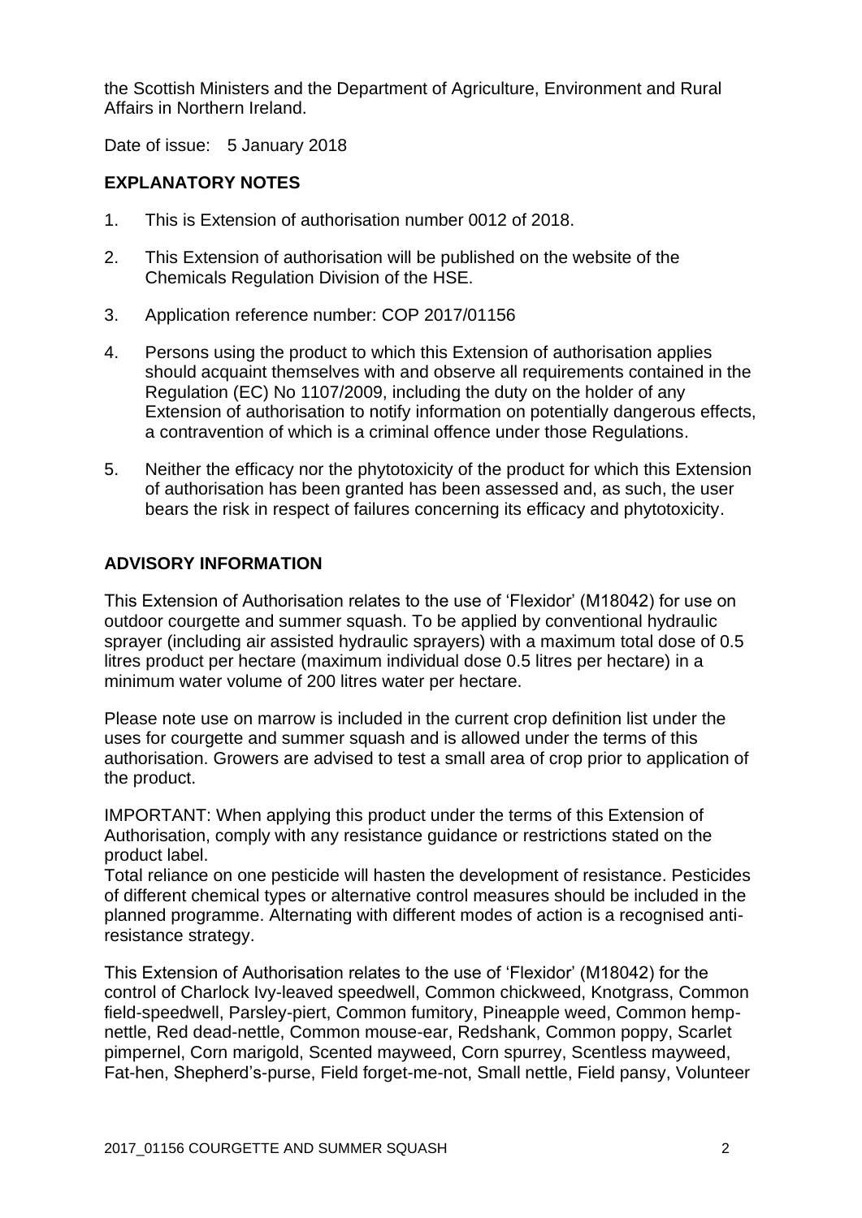the Scottish Ministers and the Department of Agriculture, Environment and Rural Affairs in Northern Ireland.

Date of issue: 5 January 2018

## EXPLANATORY NOTES

1. This is Extension of authorisation number 0012 of 2018.
2. This Extension of authorisation will be published on the website of the Chemicals Regulation Division of the HSE.
3. Application reference number: COP 2017/01156
4. Persons using the product to which this Extension of authorisation applies should acquaint themselves with and observe all requirements contained in the Regulation (EC) No 1107/2009, including the duty on the holder of any Extension of authorisation to notify information on potentially dangerous effects, a contravention of which is a criminal offence under those Regulations.
5. Neither the efficacy nor the phytotoxicity of the product for which this Extension of authorisation has been granted has been assessed and, as such, the user bears the risk in respect of failures concerning its efficacy and phytotoxicity.

## ADVISORY INFORMATION

This Extension of Authorisation relates to the use of 'Flexidor' (M18042) for use on outdoor courgette and summer squash. To be applied by conventional hydraulic sprayer (including air assisted hydraulic sprayers) with a maximum total dose of 0.5 litres product per hectare (maximum individual dose 0.5 litres per hectare) in a minimum water volume of 200 litres water per hectare.

Please note use on marrow is included in the current crop definition list under the uses for courgette and summer squash and is allowed under the terms of this authorisation. Growers are advised to test a small area of crop prior to application of the product.

IMPORTANT: When applying this product under the terms of this Extension of Authorisation, comply with any resistance guidance or restrictions stated on the product label.
Total reliance on one pesticide will hasten the development of resistance. Pesticides of different chemical types or alternative control measures should be included in the planned programme. Alternating with different modes of action is a recognised anti-resistance strategy.

This Extension of Authorisation relates to the use of 'Flexidor' (M18042) for the control of Charlock Ivy-leaved speedwell, Common chickweed, Knotgrass, Common field-speedwell, Parsley-piert, Common fumitory, Pineapple weed, Common hemp-nettle, Red dead-nettle, Common mouse-ear, Redshank, Common poppy, Scarlet pimpernel, Corn marigold, Scented mayweed, Corn spurrey, Scentless mayweed, Fat-hen, Shepherd's-purse, Field forget-me-not, Small nettle, Field pansy, Volunteer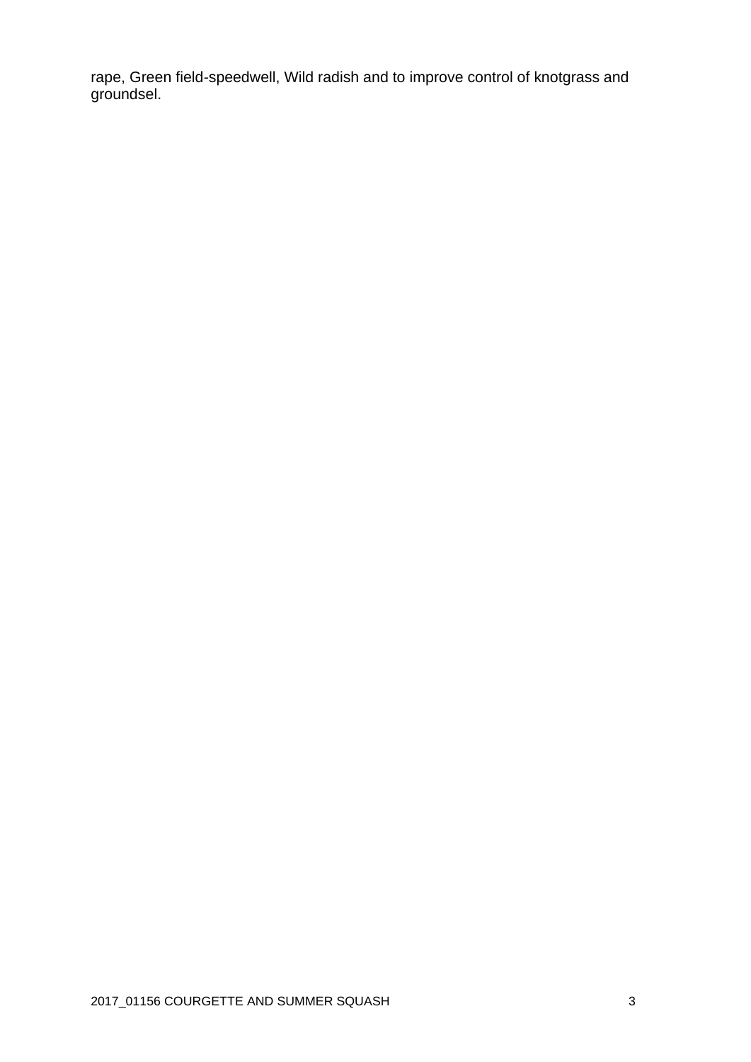rape, Green field-speedwell, Wild radish and to improve control of knotgrass and groundsel.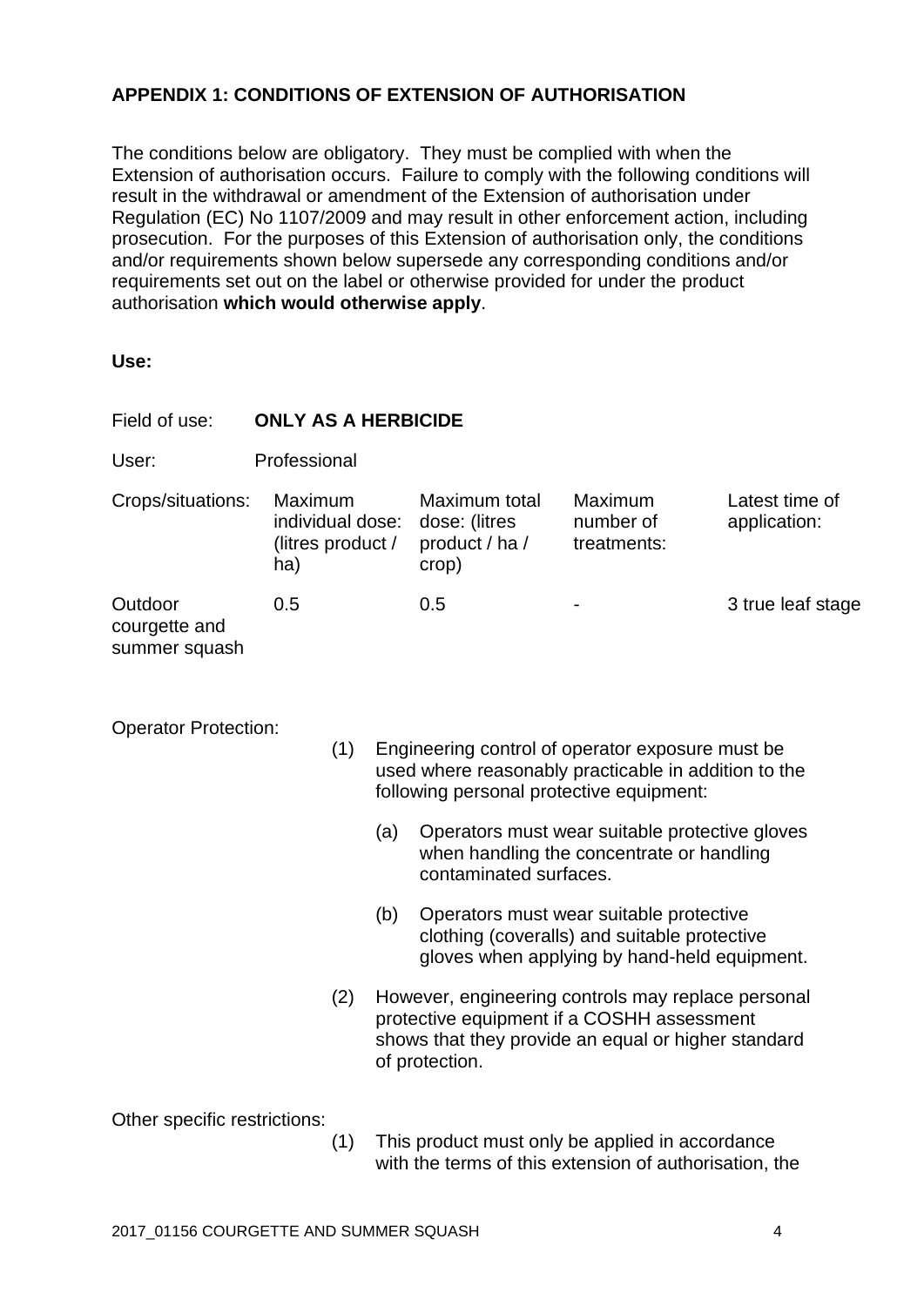**APPENDIX 1: CONDITIONS OF EXTENSION OF AUTHORISATION**

The conditions below are obligatory. They must be complied with when the Extension of authorisation occurs. Failure to comply with the following conditions will result in the withdrawal or amendment of the Extension of authorisation under Regulation (EC) No 1107/2009 and may result in other enforcement action, including prosecution. For the purposes of this Extension of authorisation only, the conditions and/or requirements shown below supersede any corresponding conditions and/or requirements set out on the label or otherwise provided for under the product authorisation **which would otherwise apply**.

**Use:**

Field of use: **ONLY AS A HERBICIDE**

User: Professional

| Crops/situations: | Maximum individual dose: (litres product / ha) | Maximum total dose: (litres product / ha / crop) | Maximum number of treatments: | Latest time of application: |
|---|---|---|---|---|
| Outdoor courgette and summer squash | 0.5 | 0.5 | - | 3 true leaf stage |

Operator Protection:

(1) Engineering control of operator exposure must be used where reasonably practicable in addition to the following personal protective equipment:

(a) Operators must wear suitable protective gloves when handling the concentrate or handling contaminated surfaces.

(b) Operators must wear suitable protective clothing (coveralls) and suitable protective gloves when applying by hand-held equipment.

(2) However, engineering controls may replace personal protective equipment if a COSHH assessment shows that they provide an equal or higher standard of protection.

Other specific restrictions:

(1) This product must only be applied in accordance with the terms of this extension of authorisation, the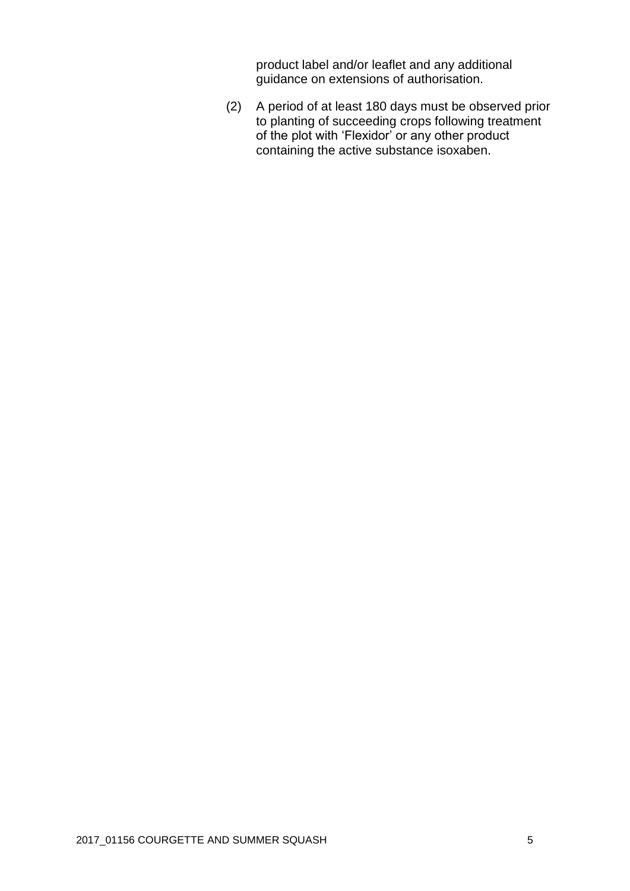product label and/or leaflet and any additional guidance on extensions of authorisation.

(2) A period of at least 180 days must be observed prior to planting of succeeding crops following treatment of the plot with 'Flexidor' or any other product containing the active substance isoxaben.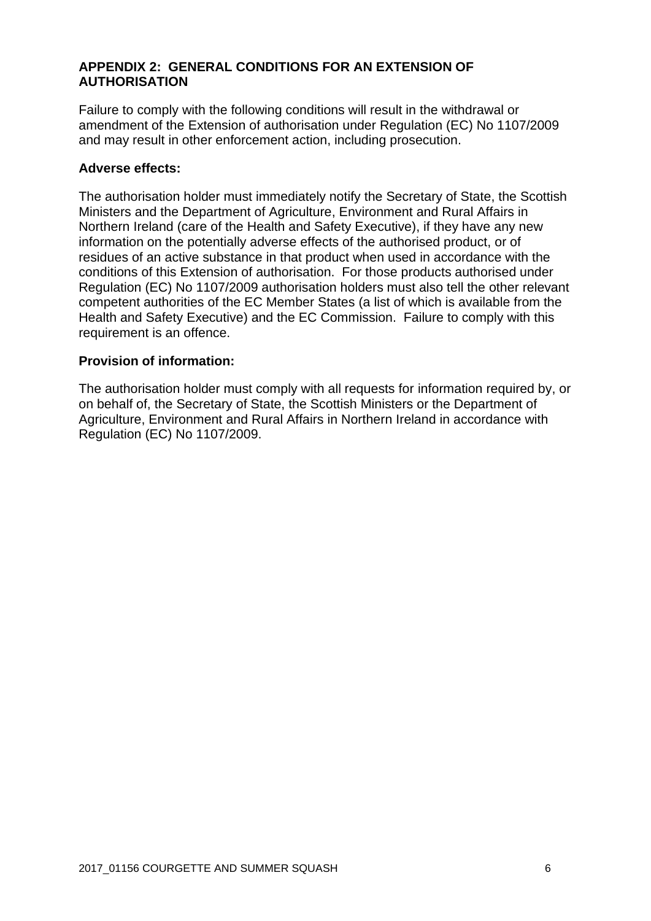## APPENDIX 2: GENERAL CONDITIONS FOR AN EXTENSION OF AUTHORISATION

Failure to comply with the following conditions will result in the withdrawal or amendment of the Extension of authorisation under Regulation (EC) No 1107/2009 and may result in other enforcement action, including prosecution.

**Adverse effects:**

The authorisation holder must immediately notify the Secretary of State, the Scottish Ministers and the Department of Agriculture, Environment and Rural Affairs in Northern Ireland (care of the Health and Safety Executive), if they have any new information on the potentially adverse effects of the authorised product, or of residues of an active substance in that product when used in accordance with the conditions of this Extension of authorisation. For those products authorised under Regulation (EC) No 1107/2009 authorisation holders must also tell the other relevant competent authorities of the EC Member States (a list of which is available from the Health and Safety Executive) and the EC Commission. Failure to comply with this requirement is an offence.

**Provision of information:**

The authorisation holder must comply with all requests for information required by, or on behalf of, the Secretary of State, the Scottish Ministers or the Department of Agriculture, Environment and Rural Affairs in Northern Ireland in accordance with Regulation (EC) No 1107/2009.